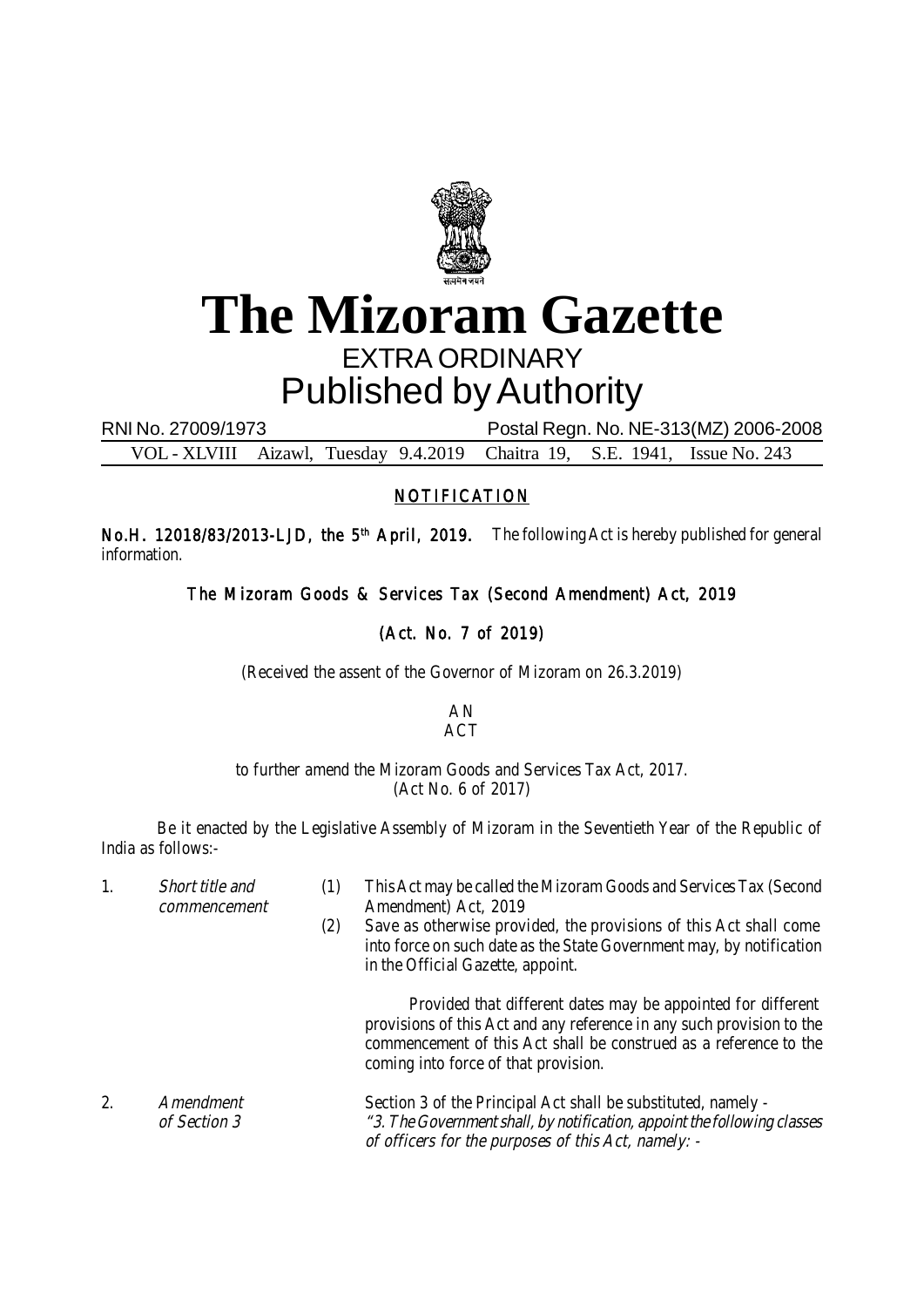# The Mizoram Gazette

EXTRA ORDINARY

Published by Authority

RNI No. 27009/1973 Postal Regn. No. NE-313(MZ) 2006-2008

VOL - XLVIII Aizawl, Tuesday 9.4.2019 Chaitra 19, S.E. 1941, Issue No. 243

## NOTIFICATION

**No.H. 12018/83/2013-LJD, the 5th April, 2019.** The following Act is hereby published for general information.

### The Mizoram Goods & Services Tax (Second Amendment) Act, 2019

### (Act. No. 7 of 2019)

(Received the assent of the Governor of Mizoram on 26.3.2019)

AN
ACT

to further amend the Mizoram Goods and Services Tax Act, 2017.
(Act No. 6 of 2017)

Be it enacted by the Legislative Assembly of Mizoram in the Seventieth Year of the Republic of India as follows:-

1. *Short title and commencement*

   (1) This Act may be called the Mizoram Goods and Services Tax (Second Amendment) Act, 2019

   (2) Save as otherwise provided, the provisions of this Act shall come into force on such date as the State Government may, by notification in the Official Gazette, appoint.

   Provided that different dates may be appointed for different provisions of this Act and any reference in any such provision to the commencement of this Act shall be construed as a reference to the coming into force of that provision.

2. *Amendment of Section 3*

   Section 3 of the Principal Act shall be substituted, namely -
   *"3. The Government shall, by notification, appoint the following classes of officers for the purposes of this Act, namely: -*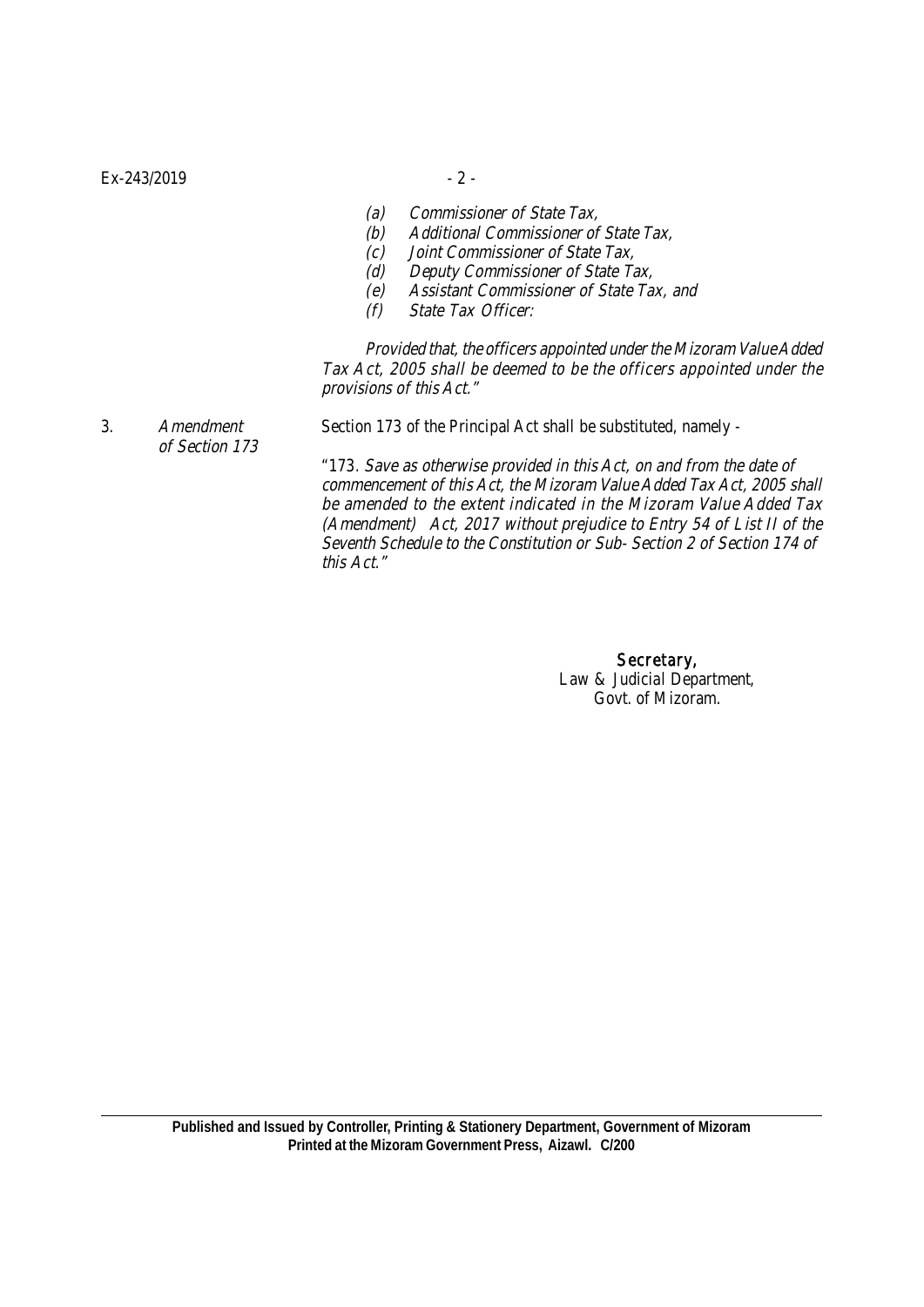*(a) Commissioner of State Tax,*
*(b) Additional Commissioner of State Tax,*
*(c) Joint Commissioner of State Tax,*
*(d) Deputy Commissioner of State Tax,*
*(e) Assistant Commissioner of State Tax, and*
*(f) State Tax Officer:*

*Provided that, the officers appointed under the Mizoram Value Added Tax Act, 2005 shall be deemed to be the officers appointed under the provisions of this Act."*

3. *Amendment of Section 173* — Section 173 of the Principal Act shall be substituted, namely -

"173. *Save as otherwise provided in this Act, on and from the date of commencement of this Act, the Mizoram Value Added Tax Act, 2005 shall be amended to the extent indicated in the Mizoram Value Added Tax (Amendment) Act, 2017 without prejudice to Entry 54 of List II of the Seventh Schedule to the Constitution or Sub- Section 2 of Section 174 of this Act."*

Secretary,
Law & Judicial Department,
Govt. of Mizoram.

**Published and Issued by Controller, Printing & Stationery Department, Government of Mizoram**
**Printed at the Mizoram Government Press, Aizawl. C/200**